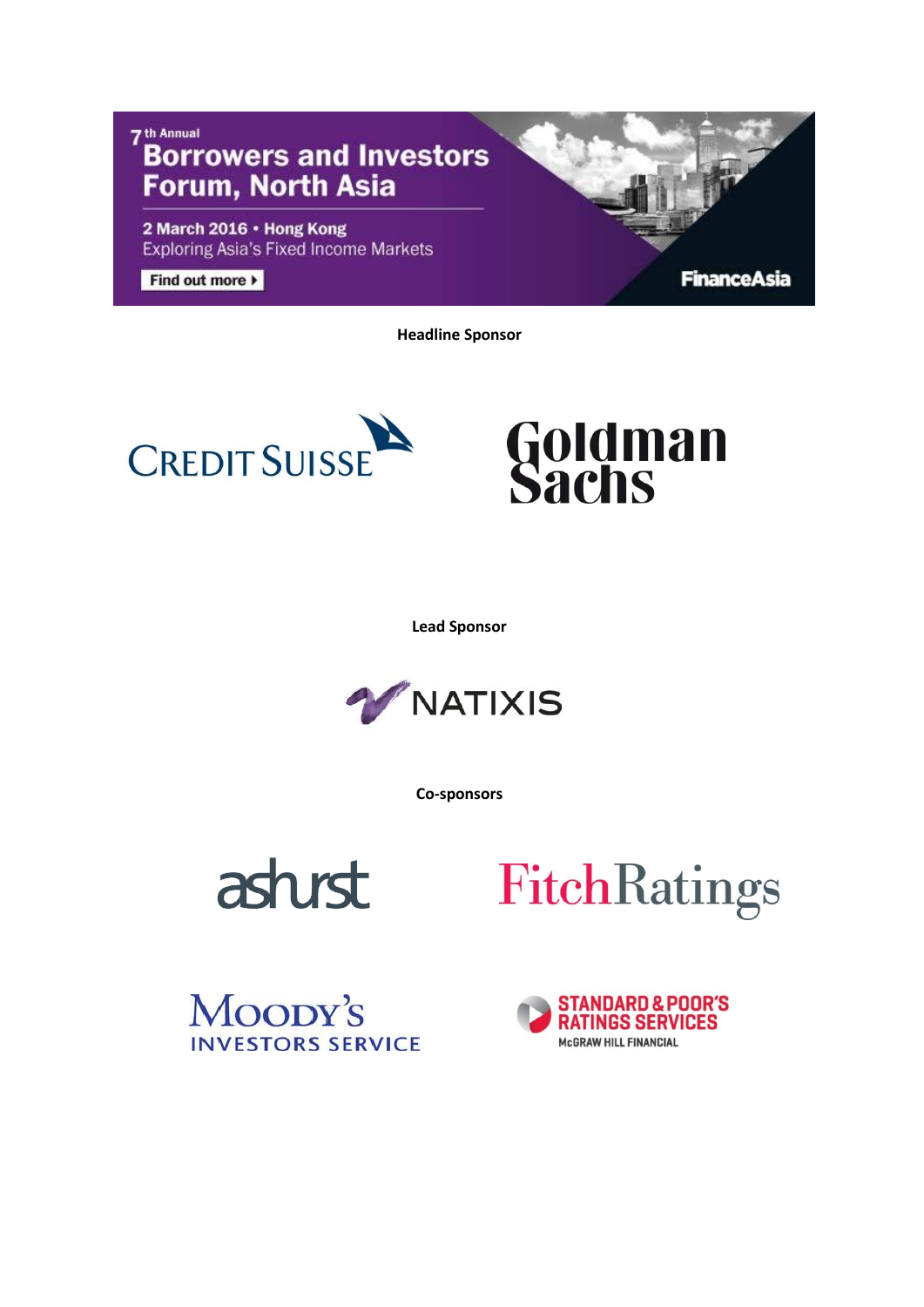7th Annual

# Borrowers and Investors Forum, North Asia

2 March 2016 • Hong Kong

Exploring Asia's Fixed Income Markets

Find out more ▸

FinanceAsia

**Headline Sponsor**

CREDIT SUISSE

Goldman Sachs

**Lead Sponsor**

NATIXIS

**Co-sponsors**

ashurst

FitchRatings

MOODY'S INVESTORS SERVICE

STANDARD & POOR'S RATINGS SERVICES

McGRAW HILL FINANCIAL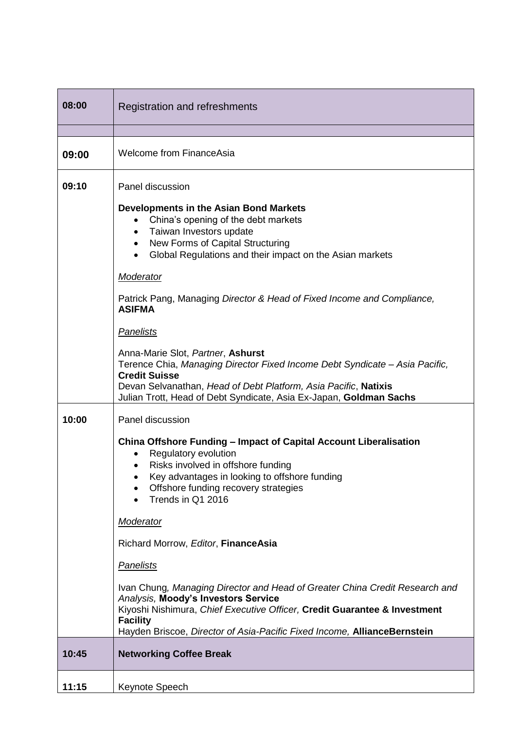| 08:00 | Registration and refreshments |
|---|---|
| | |
| **09:00** | Welcome from FinanceAsia |
| **09:10** | Panel discussion<br><br>**Developments in the Asian Bond Markets**<br>• China's opening of the debt markets<br>• Taiwan Investors update<br>• New Forms of Capital Structuring<br>• Global Regulations and their impact on the Asian markets<br><br>*Moderator*<br><br>Patrick Pang, Managing *Director & Head of Fixed Income and Compliance,* **ASIFMA**<br><br>*Panelists*<br><br>Anna-Marie Slot, *Partner*, **Ashurst**<br>Terence Chia, *Managing Director Fixed Income Debt Syndicate – Asia Pacific,* **Credit Suisse**<br>Devan Selvanathan, *Head of Debt Platform, Asia Pacific*, **Natixis**<br>Julian Trott, Head of Debt Syndicate, Asia Ex-Japan, **Goldman Sachs** |
| **10:00** | Panel discussion<br><br>**China Offshore Funding – Impact of Capital Account Liberalisation**<br>• Regulatory evolution<br>• Risks involved in offshore funding<br>• Key advantages in looking to offshore funding<br>• Offshore funding recovery strategies<br>• Trends in Q1 2016<br><br>*Moderator*<br><br>Richard Morrow, *Editor*, **FinanceAsia**<br><br>*Panelists*<br><br>Ivan Chung*, Managing Director and Head of Greater China Credit Research and Analysis,* **Moody's Investors Service**<br>Kiyoshi Nishimura, *Chief Executive Officer,* **Credit Guarantee & Investment Facility**<br>Hayden Briscoe, *Director of Asia-Pacific Fixed Income,* **AllianceBernstein** |
| **10:45** | **Networking Coffee Break** |
| **11:15** | Keynote Speech |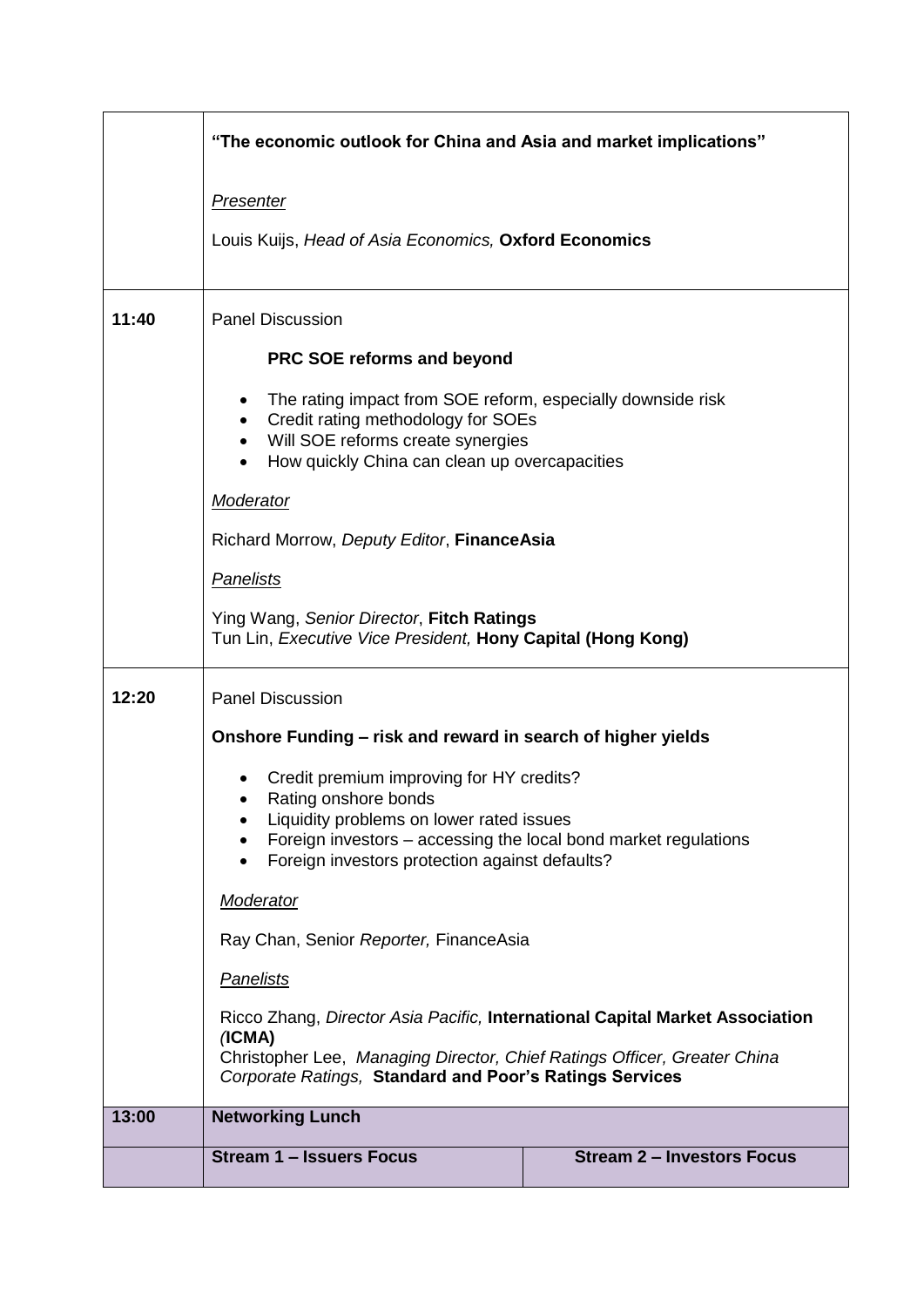| | | |
|---|---|---|
| | **"The economic outlook for China and Asia and market implications"**<br><br>*Presenter*<br><br>Louis Kuijs, *Head of Asia Economics,* **Oxford Economics** | |
| **11:40** | Panel Discussion<br><br>**PRC SOE reforms and beyond**<br><br>• The rating impact from SOE reform, especially downside risk<br>• Credit rating methodology for SOEs<br>• Will SOE reforms create synergies<br>• How quickly China can clean up overcapacities<br><br>*Moderator*<br><br>Richard Morrow, *Deputy Editor*, **FinanceAsia**<br><br>*Panelists*<br><br>Ying Wang, *Senior Director*, **Fitch Ratings**<br>Tun Lin, *Executive Vice President,* **Hony Capital (Hong Kong)** | |
| **12:20** | Panel Discussion<br><br>**Onshore Funding – risk and reward in search of higher yields**<br><br>• Credit premium improving for HY credits?<br>• Rating onshore bonds<br>• Liquidity problems on lower rated issues<br>• Foreign investors – accessing the local bond market regulations<br>• Foreign investors protection against defaults?<br><br>*Moderator*<br><br>Ray Chan, Senior *Reporter,* FinanceAsia<br><br>*Panelists*<br><br>Ricco Zhang, *Director Asia Pacific,* **International Capital Market Association (ICMA)**<br>Christopher Lee, *Managing Director, Chief Ratings Officer, Greater China Corporate Ratings,* **Standard and Poor's Ratings Services** | |
| **13:00** | **Networking Lunch** | |
| | **Stream 1 – Issuers Focus** | **Stream 2 – Investors Focus** |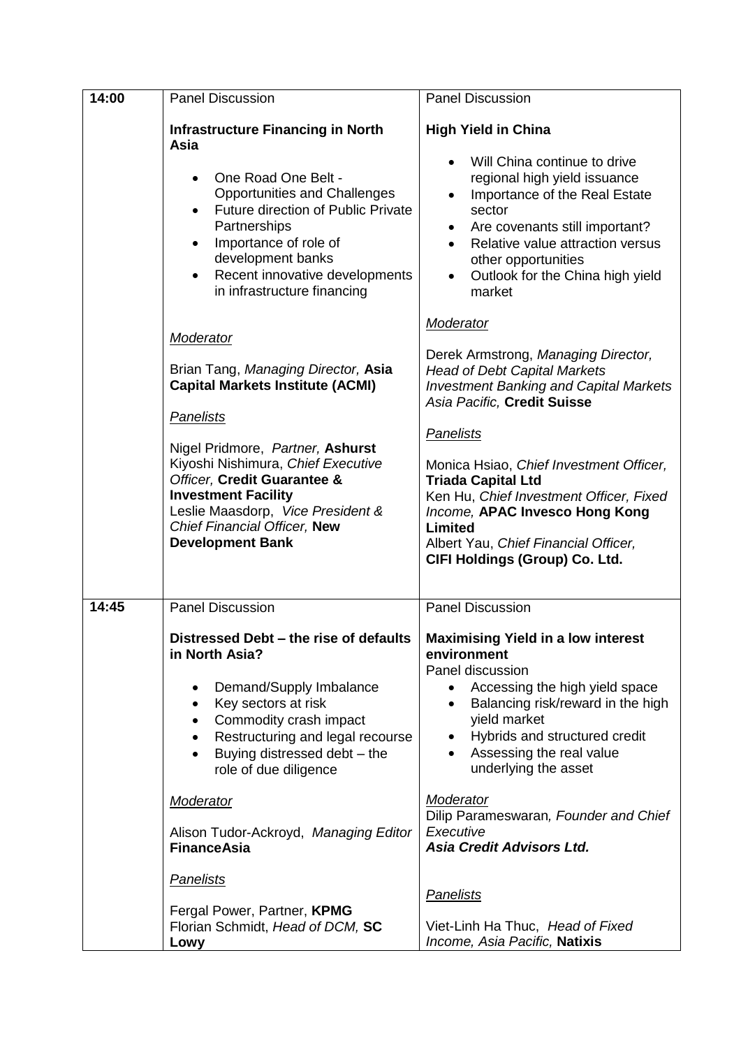| Time | Session 1 | Session 2 |
|---|---|---|
| **14:00** | Panel Discussion<br><br>**Infrastructure Financing in North Asia**<br><br>• One Road One Belt - Opportunities and Challenges<br>• Future direction of Public Private Partnerships<br>• Importance of role of development banks<br>• Recent innovative developments in infrastructure financing<br><br>*Moderator*<br><br>Brian Tang, *Managing Director,* **Asia Capital Markets Institute (ACMI)**<br><br>*Panelists*<br><br>Nigel Pridmore, *Partner,* **Ashurst**<br>Kiyoshi Nishimura, *Chief Executive Officer,* **Credit Guarantee & Investment Facility**<br>Leslie Maasdorp, *Vice President & Chief Financial Officer,* **New Development Bank** | Panel Discussion<br><br>**High Yield in China**<br><br>• Will China continue to drive regional high yield issuance<br>• Importance of the Real Estate sector<br>• Are covenants still important?<br>• Relative value attraction versus other opportunities<br>• Outlook for the China high yield market<br><br>*Moderator*<br><br>Derek Armstrong, *Managing Director, Head of Debt Capital Markets Investment Banking and Capital Markets Asia Pacific,* **Credit Suisse**<br><br>*Panelists*<br><br>Monica Hsiao, *Chief Investment Officer,* **Triada Capital Ltd**<br>Ken Hu, *Chief Investment Officer, Fixed Income,* **APAC Invesco Hong Kong Limited**<br>Albert Yau, *Chief Financial Officer,* **CIFI Holdings (Group) Co. Ltd.** |
| **14:45** | Panel Discussion<br><br>**Distressed Debt – the rise of defaults in North Asia?**<br><br>• Demand/Supply Imbalance<br>• Key sectors at risk<br>• Commodity crash impact<br>• Restructuring and legal recourse<br>• Buying distressed debt – the role of due diligence<br><br>*Moderator*<br><br>Alison Tudor-Ackroyd, *Managing Editor* **FinanceAsia**<br><br>*Panelists*<br><br>Fergal Power, Partner, **KPMG**<br>Florian Schmidt, *Head of DCM,* **SC Lowy** | Panel Discussion<br><br>**Maximising Yield in a low interest environment**<br>Panel discussion<br>• Accessing the high yield space<br>• Balancing risk/reward in the high yield market<br>• Hybrids and structured credit<br>• Assessing the real value underlying the asset<br><br>*Moderator*<br>Dilip Parameswaran*, Founder and Chief Executive*<br>***Asia Credit Advisors Ltd.***<br><br>*Panelists*<br><br>Viet-Linh Ha Thuc, *Head of Fixed Income, Asia Pacific,* **Natixis** |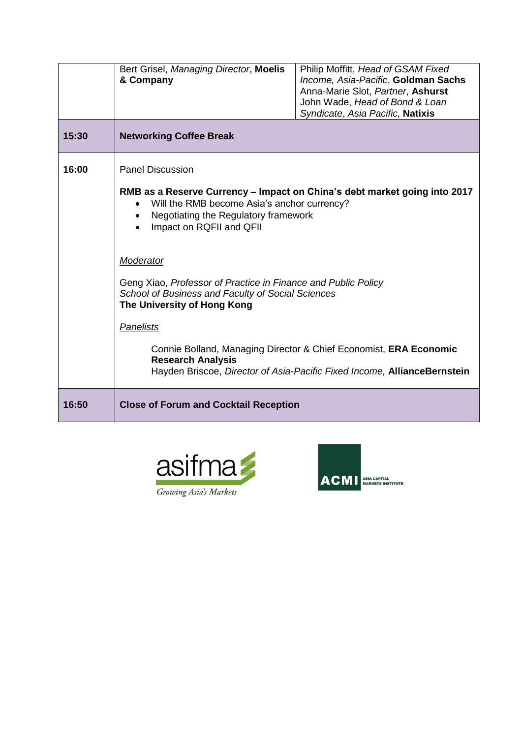| | | |
|---|---|---|
| | Bert Grisel, *Managing Director*, **Moelis & Company** | Philip Moffitt, *Head of GSAM Fixed Income, Asia-Pacific*, **Goldman Sachs**<br>Anna-Marie Slot, *Partner*, **Ashurst**<br>John Wade, *Head of Bond & Loan Syndicate*, *Asia Pacific,* **Natixis** |
| **15:30** | **Networking Coffee Break** | |
| **16:00** | Panel Discussion<br><br>**RMB as a Reserve Currency – Impact on China's debt market going into 2017**<br>• Will the RMB become Asia's anchor currency?<br>• Negotiating the Regulatory framework<br>• Impact on RQFII and QFII<br><br>*Moderator*<br><br>Geng Xiao, *Professor of Practice in Finance and Public Policy School of Business and Faculty of Social Sciences*<br>**The University of Hong Kong**<br><br>*Panelists*<br><br>Connie Bolland, Managing Director & Chief Economist, **ERA Economic Research Analysis**<br>Hayden Briscoe, *Director of Asia-Pacific Fixed Income,* **AllianceBernstein** | |
| **16:50** | **Close of Forum and Cocktail Reception** | |

asifma Growing Asia's Markets

ACMI ASIA CAPITAL MARKETS INSTITUTE